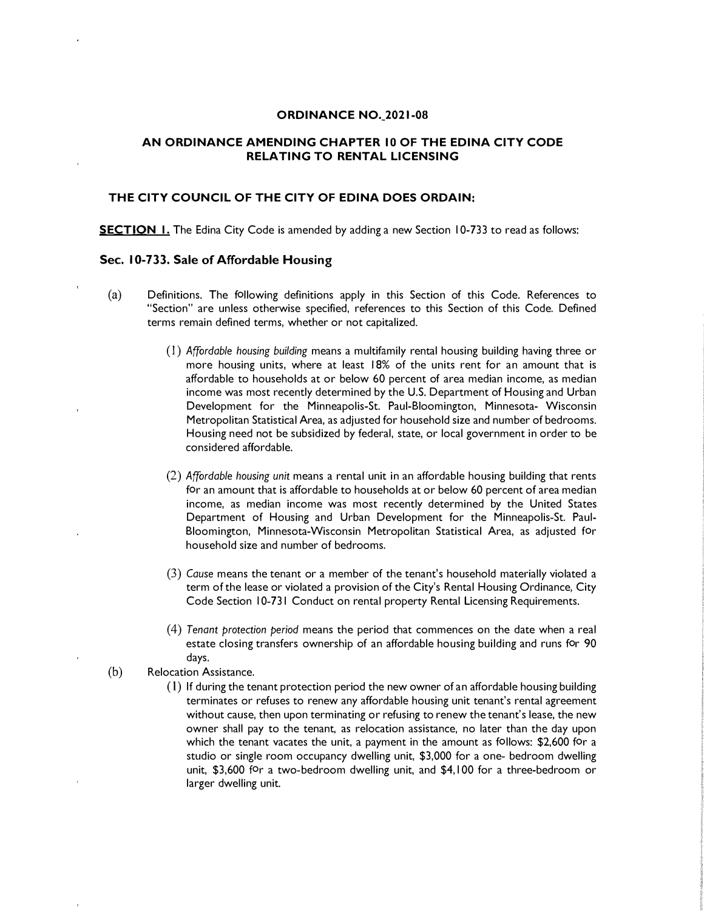**ORDINANCE NO. 2021-08**

**AN ORDINANCE AMENDING CHAPTER 10 OF THE EDINA CITY CODE RELATING TO RENTAL LICENSING**

**THE CITY COUNCIL OF THE CITY OF EDINA DOES ORDAIN:**

**SECTION 1.** The Edina City Code is amended by adding a new Section 10-733 to read as follows:

## Sec. 10-733. Sale of Affordable Housing

(a) Definitions. The following definitions apply in this Section of this Code. References to "Section" are unless otherwise specified, references to this Section of this Code. Defined terms remain defined terms, whether or not capitalized.

(1) *Affordable housing building* means a multifamily rental housing building having three or more housing units, where at least 18% of the units rent for an amount that is affordable to households at or below 60 percent of area median income, as median income was most recently determined by the U.S. Department of Housing and Urban Development for the Minneapolis-St. Paul-Bloomington, Minnesota- Wisconsin Metropolitan Statistical Area, as adjusted for household size and number of bedrooms. Housing need not be subsidized by federal, state, or local government in order to be considered affordable.

(2) *Affordable housing unit* means a rental unit in an affordable housing building that rents for an amount that is affordable to households at or below 60 percent of area median income, as median income was most recently determined by the United States Department of Housing and Urban Development for the Minneapolis-St. Paul-Bloomington, Minnesota-Wisconsin Metropolitan Statistical Area, as adjusted for household size and number of bedrooms.

(3) *Cause* means the tenant or a member of the tenant's household materially violated a term of the lease or violated a provision of the City's Rental Housing Ordinance, City Code Section 10-731 Conduct on rental property Rental Licensing Requirements.

(4) *Tenant protection period* means the period that commences on the date when a real estate closing transfers ownership of an affordable housing building and runs for 90 days.

(b) Relocation Assistance.

(1) If during the tenant protection period the new owner of an affordable housing building terminates or refuses to renew any affordable housing unit tenant's rental agreement without cause, then upon terminating or refusing to renew the tenant's lease, the new owner shall pay to the tenant, as relocation assistance, no later than the day upon which the tenant vacates the unit, a payment in the amount as follows: $2,600 for a studio or single room occupancy dwelling unit, $3,000 for a one- bedroom dwelling unit, $3,600 for a two-bedroom dwelling unit, and $4,100 for a three-bedroom or larger dwelling unit.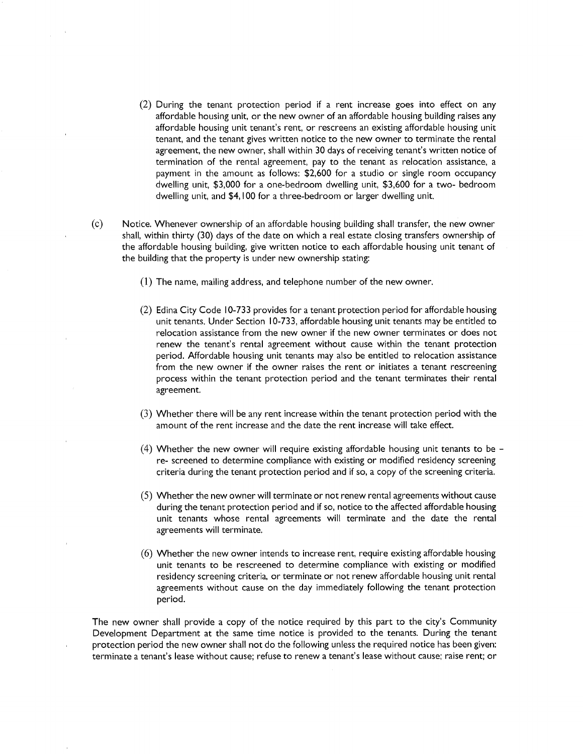(2) During the tenant protection period if a rent increase goes into effect on any affordable housing unit, or the new owner of an affordable housing building raises any affordable housing unit tenant's rent, or rescreens an existing affordable housing unit tenant, and the tenant gives written notice to the new owner to terminate the rental agreement, the new owner, shall within 30 days of receiving tenant's written notice of termination of the rental agreement, pay to the tenant as relocation assistance, a payment in the amount as follows: $2,600 for a studio or single room occupancy dwelling unit, $3,000 for a one-bedroom dwelling unit, $3,600 for a two- bedroom dwelling unit, and $4,100 for a three-bedroom or larger dwelling unit.

(c) Notice. Whenever ownership of an affordable housing building shall transfer, the new owner shall, within thirty (30) days of the date on which a real estate closing transfers ownership of the affordable housing building, give written notice to each affordable housing unit tenant of the building that the property is under new ownership stating:

(1) The name, mailing address, and telephone number of the new owner.

(2) Edina City Code 10-733 provides for a tenant protection period for affordable housing unit tenants. Under Section 10-733, affordable housing unit tenants may be entitled to relocation assistance from the new owner if the new owner terminates or does not renew the tenant's rental agreement without cause within the tenant protection period. Affordable housing unit tenants may also be entitled to relocation assistance from the new owner if the owner raises the rent or initiates a tenant rescreening process within the tenant protection period and the tenant terminates their rental agreement.

(3) Whether there will be any rent increase within the tenant protection period with the amount of the rent increase and the date the rent increase will take effect.

(4) Whether the new owner will require existing affordable housing unit tenants to be - re- screened to determine compliance with existing or modified residency screening criteria during the tenant protection period and if so, a copy of the screening criteria.

(5) Whether the new owner will terminate or not renew rental agreements without cause during the tenant protection period and if so, notice to the affected affordable housing unit tenants whose rental agreements will terminate and the date the rental agreements will terminate.

(6) Whether the new owner intends to increase rent, require existing affordable housing unit tenants to be rescreened to determine compliance with existing or modified residency screening criteria, or terminate or not renew affordable housing unit rental agreements without cause on the day immediately following the tenant protection period.

The new owner shall provide a copy of the notice required by this part to the city's Community Development Department at the same time notice is provided to the tenants. During the tenant protection period the new owner shall not do the following unless the required notice has been given: terminate a tenant's lease without cause; refuse to renew a tenant's lease without cause; raise rent; or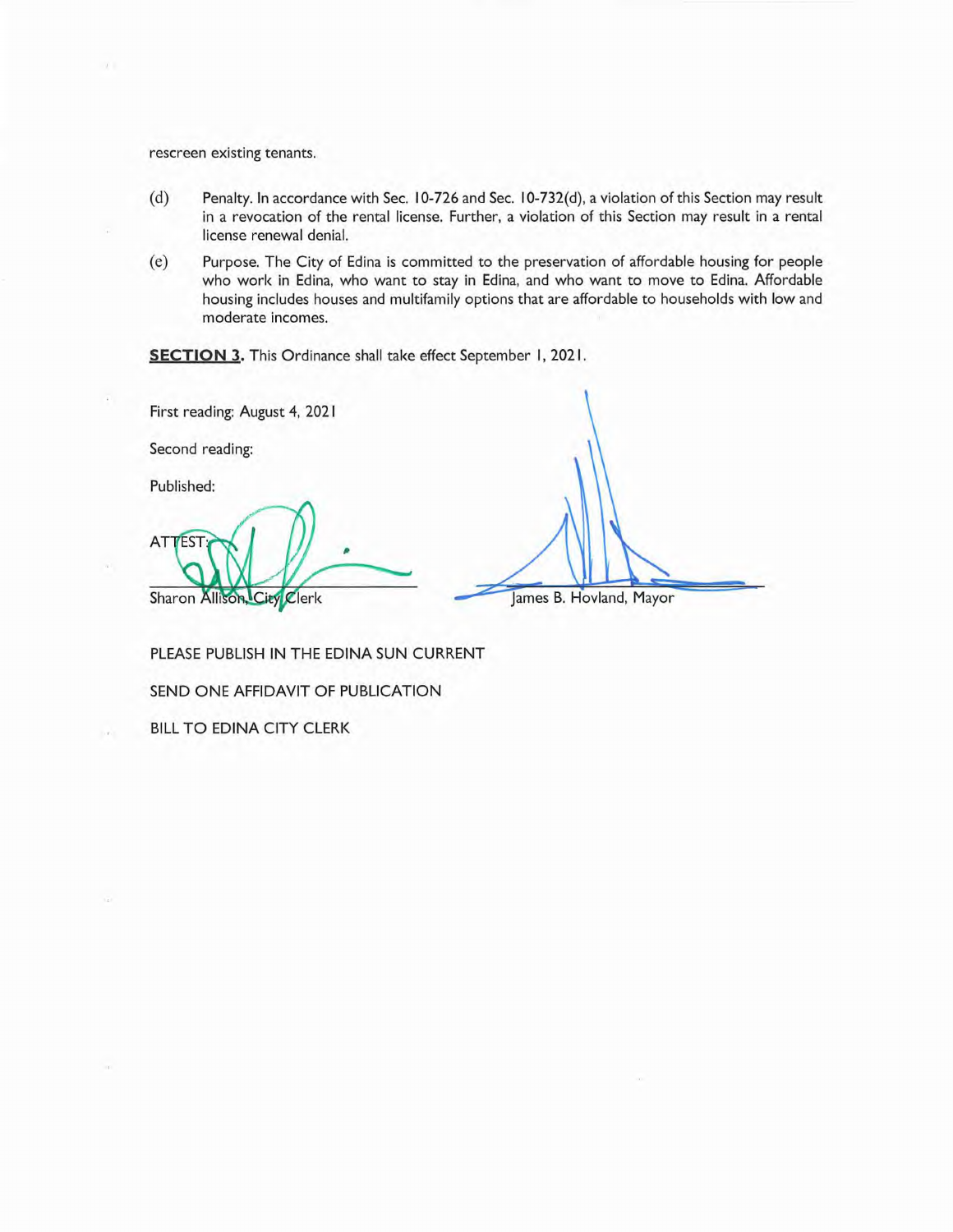rescreen existing tenants.

(d) Penalty. In accordance with Sec. 10-726 and Sec. 10-732(d), a violation of this Section may result in a revocation of the rental license. Further, a violation of this Section may result in a rental license renewal denial.

(e) Purpose. The City of Edina is committed to the preservation of affordable housing for people who work in Edina, who want to stay in Edina, and who want to move to Edina. Affordable housing includes houses and multifamily options that are affordable to households with low and moderate incomes.

**SECTION 3.** This Ordinance shall take effect September 1, 2021.

First reading: August 4, 2021

Second reading:

Published:

ATTEST:

Sharon Allison, City Clerk

James B. Hovland, Mayor

PLEASE PUBLISH IN THE EDINA SUN CURRENT

SEND ONE AFFIDAVIT OF PUBLICATION

BILL TO EDINA CITY CLERK